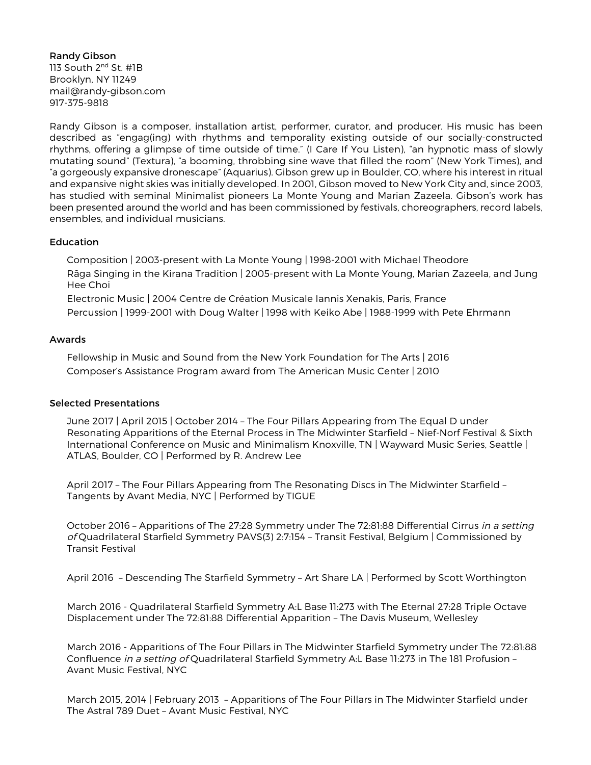**Randy Gibson**
113 South 2nd St. #1B
Brooklyn, NY 11249
mail@randy-gibson.com
917-375-9818

Randy Gibson is a composer, installation artist, performer, curator, and producer. His music has been described as "engag(ing) with rhythms and temporality existing outside of our socially-constructed rhythms, offering a glimpse of time outside of time." (I Care If You Listen), "an hypnotic mass of slowly mutating sound" (Textura), "a booming, throbbing sine wave that filled the room" (New York Times), and "a gorgeously expansive dronescape" (Aquarius). Gibson grew up in Boulder, CO, where his interest in ritual and expansive night skies was initially developed. In 2001, Gibson moved to New York City and, since 2003, has studied with seminal Minimalist pioneers La Monte Young and Marian Zazeela. Gibson's work has been presented around the world and has been commissioned by festivals, choreographers, record labels, ensembles, and individual musicians.

## Education

Composition | 2003-present with La Monte Young | 1998-2001 with Michael Theodore

Rāga Singing in the Kirana Tradition | 2005-present with La Monte Young, Marian Zazeela, and Jung Hee Choi

Electronic Music | 2004 Centre de Création Musicale Iannis Xenakis, Paris, France

Percussion | 1999-2001 with Doug Walter | 1998 with Keiko Abe | 1988-1999 with Pete Ehrmann

## Awards

Fellowship in Music and Sound from the New York Foundation for The Arts | 2016

Composer's Assistance Program award from The American Music Center | 2010

## Selected Presentations

June 2017 | April 2015 | October 2014 – The Four Pillars Appearing from The Equal D under Resonating Apparitions of the Eternal Process in The Midwinter Starfield – Nief-Norf Festival & Sixth International Conference on Music and Minimalism Knoxville, TN | Wayward Music Series, Seattle | ATLAS, Boulder, CO | Performed by R. Andrew Lee

April 2017 – The Four Pillars Appearing from The Resonating Discs in The Midwinter Starfield – Tangents by Avant Media, NYC | Performed by TIGUE

October 2016 – Apparitions of The 27:28 Symmetry under The 72:81:88 Differential Cirrus *in a setting of* Quadrilateral Starfield Symmetry PAVS(3) 2:7:154 – Transit Festival, Belgium | Commissioned by Transit Festival

April 2016 – Descending The Starfield Symmetry – Art Share LA | Performed by Scott Worthington

March 2016 - Quadrilateral Starfield Symmetry A:L Base 11:273 with The Eternal 27:28 Triple Octave Displacement under The 72:81:88 Differential Apparition – The Davis Museum, Wellesley

March 2016 - Apparitions of The Four Pillars in The Midwinter Starfield Symmetry under The 72:81:88 Confluence *in a setting of* Quadrilateral Starfield Symmetry A:L Base 11:273 in The 181 Profusion – Avant Music Festival, NYC

March 2015, 2014 | February 2013 – Apparitions of The Four Pillars in The Midwinter Starfield under The Astral 789 Duet – Avant Music Festival, NYC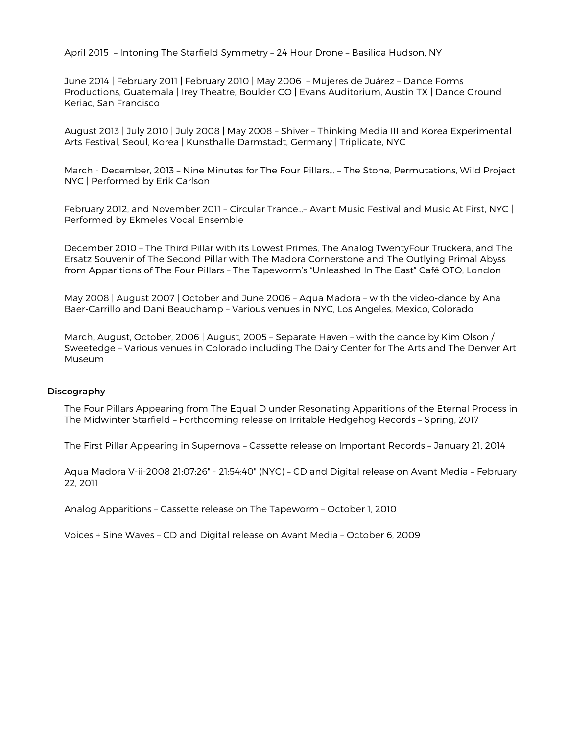April 2015 – Intoning The Starfield Symmetry – 24 Hour Drone – Basilica Hudson, NY

June 2014 | February 2011 | February 2010 | May 2006 – Mujeres de Juárez – Dance Forms Productions, Guatemala | Irey Theatre, Boulder CO | Evans Auditorium, Austin TX | Dance Ground Keriac, San Francisco

August 2013 | July 2010 | July 2008 | May 2008 – Shiver – Thinking Media III and Korea Experimental Arts Festival, Seoul, Korea | Kunsthalle Darmstadt, Germany | Triplicate, NYC

March - December, 2013 – Nine Minutes for The Four Pillars… – The Stone, Permutations, Wild Project NYC | Performed by Erik Carlson

February 2012, and November 2011 – Circular Trance…– Avant Music Festival and Music At First, NYC | Performed by Ekmeles Vocal Ensemble

December 2010 – The Third Pillar with its Lowest Primes, The Analog TwentyFour Truckera, and The Ersatz Souvenir of The Second Pillar with The Madora Cornerstone and The Outlying Primal Abyss from Apparitions of The Four Pillars – The Tapeworm's "Unleashed In The East" Café OTO, London

May 2008 | August 2007 | October and June 2006 – Aqua Madora – with the video-dance by Ana Baer-Carrillo and Dani Beauchamp – Various venues in NYC, Los Angeles, Mexico, Colorado

March, August, October, 2006 | August, 2005 – Separate Haven – with the dance by Kim Olson / Sweetedge – Various venues in Colorado including The Dairy Center for The Arts and The Denver Art Museum

## Discography

The Four Pillars Appearing from The Equal D under Resonating Apparitions of the Eternal Process in The Midwinter Starfield – Forthcoming release on Irritable Hedgehog Records – Spring, 2017

The First Pillar Appearing in Supernova – Cassette release on Important Records – January 21, 2014

Aqua Madora V-ii-2008 21:07:26" - 21:54:40" (NYC) – CD and Digital release on Avant Media – February 22, 2011

Analog Apparitions – Cassette release on The Tapeworm – October 1, 2010

Voices + Sine Waves – CD and Digital release on Avant Media – October 6, 2009